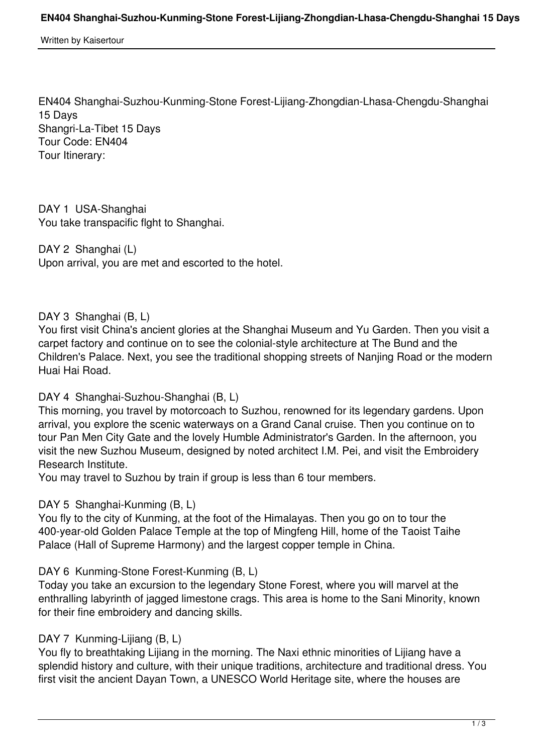EN404 Shanghai-Suzhou-Kunming-Stone Forest-Lijiang-Zhongdian-Lhasa-Chengdu-Shanghai 15 Days
Shangri-La-Tibet 15 Days
Tour Code: EN404
Tour Itinerary:

DAY 1 USA-Shanghai
You take transpacific flght to Shanghai.

DAY 2 Shanghai (L)
Upon arrival, you are met and escorted to the hotel.

DAY 3 Shanghai (B, L)
You first visit China's ancient glories at the Shanghai Museum and Yu Garden. Then you visit a carpet factory and continue on to see the colonial-style architecture at The Bund and the Children's Palace. Next, you see the traditional shopping streets of Nanjing Road or the modern Huai Hai Road.

DAY 4 Shanghai-Suzhou-Shanghai (B, L)
This morning, you travel by motorcoach to Suzhou, renowned for its legendary gardens. Upon arrival, you explore the scenic waterways on a Grand Canal cruise. Then you continue on to tour Pan Men City Gate and the lovely Humble Administrator's Garden. In the afternoon, you visit the new Suzhou Museum, designed by noted architect I.M. Pei, and visit the Embroidery Research Institute.
You may travel to Suzhou by train if group is less than 6 tour members.

DAY 5 Shanghai-Kunming (B, L)
You fly to the city of Kunming, at the foot of the Himalayas. Then you go on to tour the 400-year-old Golden Palace Temple at the top of Mingfeng Hill, home of the Taoist Taihe Palace (Hall of Supreme Harmony) and the largest copper temple in China.

DAY 6 Kunming-Stone Forest-Kunming (B, L)
Today you take an excursion to the legendary Stone Forest, where you will marvel at the enthralling labyrinth of jagged limestone crags. This area is home to the Sani Minority, known for their fine embroidery and dancing skills.

DAY 7 Kunming-Lijiang (B, L)
You fly to breathtaking Lijiang in the morning. The Naxi ethnic minorities of Lijiang have a splendid history and culture, with their unique traditions, architecture and traditional dress. You first visit the ancient Dayan Town, a UNESCO World Heritage site, where the houses are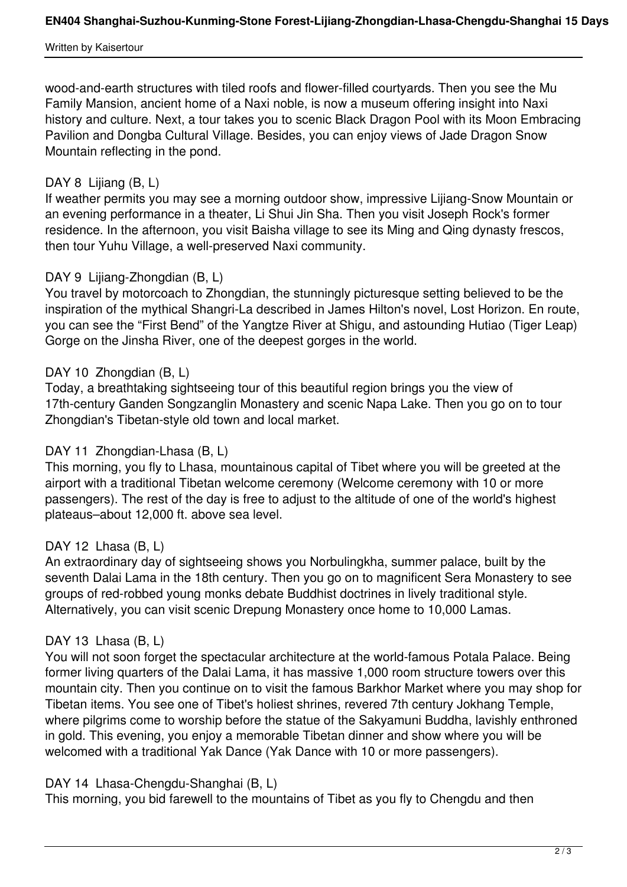wood-and-earth structures with tiled roofs and flower-filled courtyards. Then you see the Mu Family Mansion, ancient home of a Naxi noble, is now a museum offering insight into Naxi history and culture. Next, a tour takes you to scenic Black Dragon Pool with its Moon Embracing Pavilion and Dongba Cultural Village. Besides, you can enjoy views of Jade Dragon Snow Mountain reflecting in the pond.

DAY 8 Lijiang (B, L)
If weather permits you may see a morning outdoor show, impressive Lijiang-Snow Mountain or an evening performance in a theater, Li Shui Jin Sha. Then you visit Joseph Rock's former residence. In the afternoon, you visit Baisha village to see its Ming and Qing dynasty frescos, then tour Yuhu Village, a well-preserved Naxi community.

DAY 9 Lijiang-Zhongdian (B, L)
You travel by motorcoach to Zhongdian, the stunningly picturesque setting believed to be the inspiration of the mythical Shangri-La described in James Hilton's novel, Lost Horizon. En route, you can see the "First Bend" of the Yangtze River at Shigu, and astounding Hutiao (Tiger Leap) Gorge on the Jinsha River, one of the deepest gorges in the world.

DAY 10 Zhongdian (B, L)
Today, a breathtaking sightseeing tour of this beautiful region brings you the view of 17th-century Ganden Songzanglin Monastery and scenic Napa Lake. Then you go on to tour Zhongdian's Tibetan-style old town and local market.

DAY 11 Zhongdian-Lhasa (B, L)
This morning, you fly to Lhasa, mountainous capital of Tibet where you will be greeted at the airport with a traditional Tibetan welcome ceremony (Welcome ceremony with 10 or more passengers). The rest of the day is free to adjust to the altitude of one of the world's highest plateaus–about 12,000 ft. above sea level.

DAY 12 Lhasa (B, L)
An extraordinary day of sightseeing shows you Norbulingkha, summer palace, built by the seventh Dalai Lama in the 18th century. Then you go on to magnificent Sera Monastery to see groups of red-robbed young monks debate Buddhist doctrines in lively traditional style. Alternatively, you can visit scenic Drepung Monastery once home to 10,000 Lamas.

DAY 13 Lhasa (B, L)
You will not soon forget the spectacular architecture at the world-famous Potala Palace. Being former living quarters of the Dalai Lama, it has massive 1,000 room structure towers over this mountain city. Then you continue on to visit the famous Barkhor Market where you may shop for Tibetan items. You see one of Tibet's holiest shrines, revered 7th century Jokhang Temple, where pilgrims come to worship before the statue of the Sakyamuni Buddha, lavishly enthroned in gold. This evening, you enjoy a memorable Tibetan dinner and show where you will be welcomed with a traditional Yak Dance (Yak Dance with 10 or more passengers).

DAY 14 Lhasa-Chengdu-Shanghai (B, L)
This morning, you bid farewell to the mountains of Tibet as you fly to Chengdu and then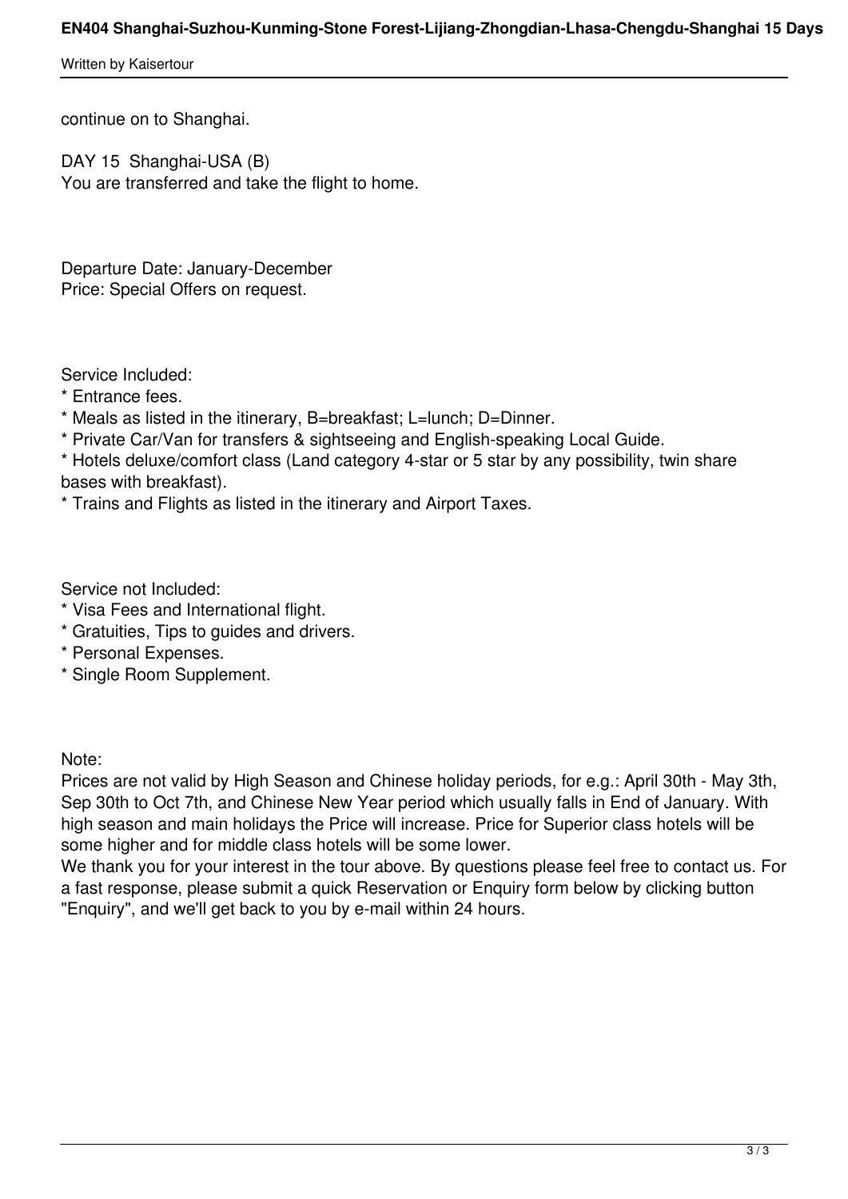continue on to Shanghai.

DAY 15 Shanghai-USA (B)
You are transferred and take the flight to home.

Departure Date: January-December
Price: Special Offers on request.

Service Included:
* Entrance fees.
* Meals as listed in the itinerary, B=breakfast; L=lunch; D=Dinner.
* Private Car/Van for transfers & sightseeing and English-speaking Local Guide.
* Hotels deluxe/comfort class (Land category 4-star or 5 star by any possibility, twin share bases with breakfast).
* Trains and Flights as listed in the itinerary and Airport Taxes.

Service not Included:
* Visa Fees and International flight.
* Gratuities, Tips to guides and drivers.
* Personal Expenses.
* Single Room Supplement.

Note:
Prices are not valid by High Season and Chinese holiday periods, for e.g.: April 30th - May 3th, Sep 30th to Oct 7th, and Chinese New Year period which usually falls in End of January. With high season and main holidays the Price will increase. Price for Superior class hotels will be some higher and for middle class hotels will be some lower.
We thank you for your interest in the tour above. By questions please feel free to contact us. For a fast response, please submit a quick Reservation or Enquiry form below by clicking button "Enquiry", and we'll get back to you by e-mail within 24 hours.